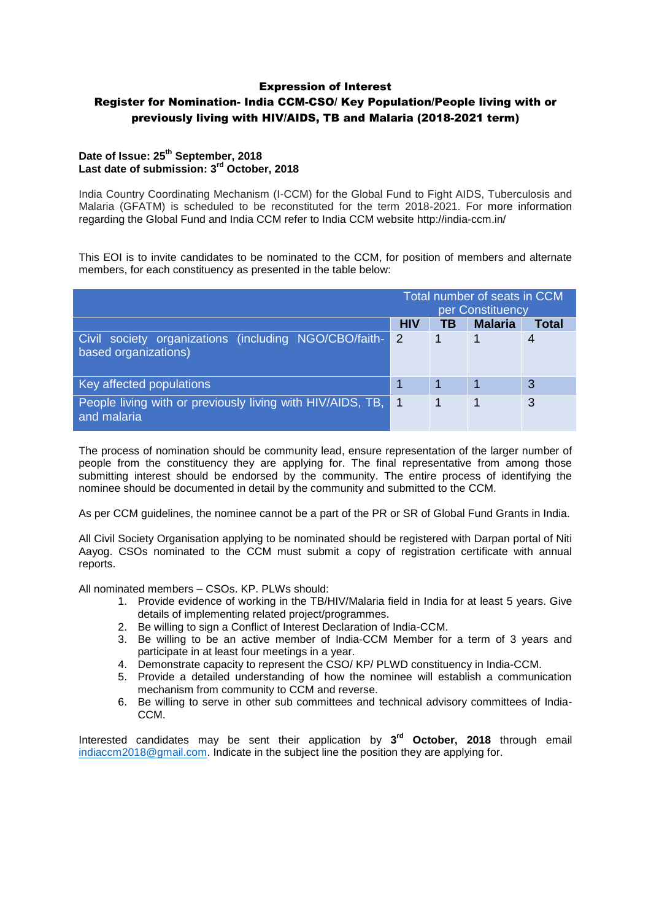# Expression of Interest

## Register for Nomination- India CCM-CSO/ Key Population/People living with or previously living with HIV/AIDS, TB and Malaria (2018-2021 term)

**Date of Issue: 25th September, 2018**
**Last date of submission: 3rd October, 2018**

India Country Coordinating Mechanism (I-CCM) for the Global Fund to Fight AIDS, Tuberculosis and Malaria (GFATM) is scheduled to be reconstituted for the term 2018-2021. For more information regarding the Global Fund and India CCM refer to India CCM website http://india-ccm.in/

This EOI is to invite candidates to be nominated to the CCM, for position of members and alternate members, for each constituency as presented in the table below:

| | Total number of seats in CCM per Constituency | | | |
|---|---|---|---|---|
| | **HIV** | **TB** | **Malaria** | **Total** |
| Civil society organizations (including NGO/CBO/faith-based organizations) | 2 | 1 | 1 | 4 |
| Key affected populations | 1 | 1 | 1 | 3 |
| People living with or previously living with HIV/AIDS, TB, and malaria | 1 | 1 | 1 | 3 |

The process of nomination should be community lead, ensure representation of the larger number of people from the constituency they are applying for. The final representative from among those submitting interest should be endorsed by the community. The entire process of identifying the nominee should be documented in detail by the community and submitted to the CCM.

As per CCM guidelines, the nominee cannot be a part of the PR or SR of Global Fund Grants in India.

All Civil Society Organisation applying to be nominated should be registered with Darpan portal of Niti Aayog. CSOs nominated to the CCM must submit a copy of registration certificate with annual reports.

All nominated members – CSOs. KP. PLWs should:

1. Provide evidence of working in the TB/HIV/Malaria field in India for at least 5 years. Give details of implementing related project/programmes.
2. Be willing to sign a Conflict of Interest Declaration of India-CCM.
3. Be willing to be an active member of India-CCM Member for a term of 3 years and participate in at least four meetings in a year.
4. Demonstrate capacity to represent the CSO/ KP/ PLWD constituency in India-CCM.
5. Provide a detailed understanding of how the nominee will establish a communication mechanism from community to CCM and reverse.
6. Be willing to serve in other sub committees and technical advisory committees of India-CCM.

Interested candidates may be sent their application by **3rd October, 2018** through email indiaccm2018@gmail.com. Indicate in the subject line the position they are applying for.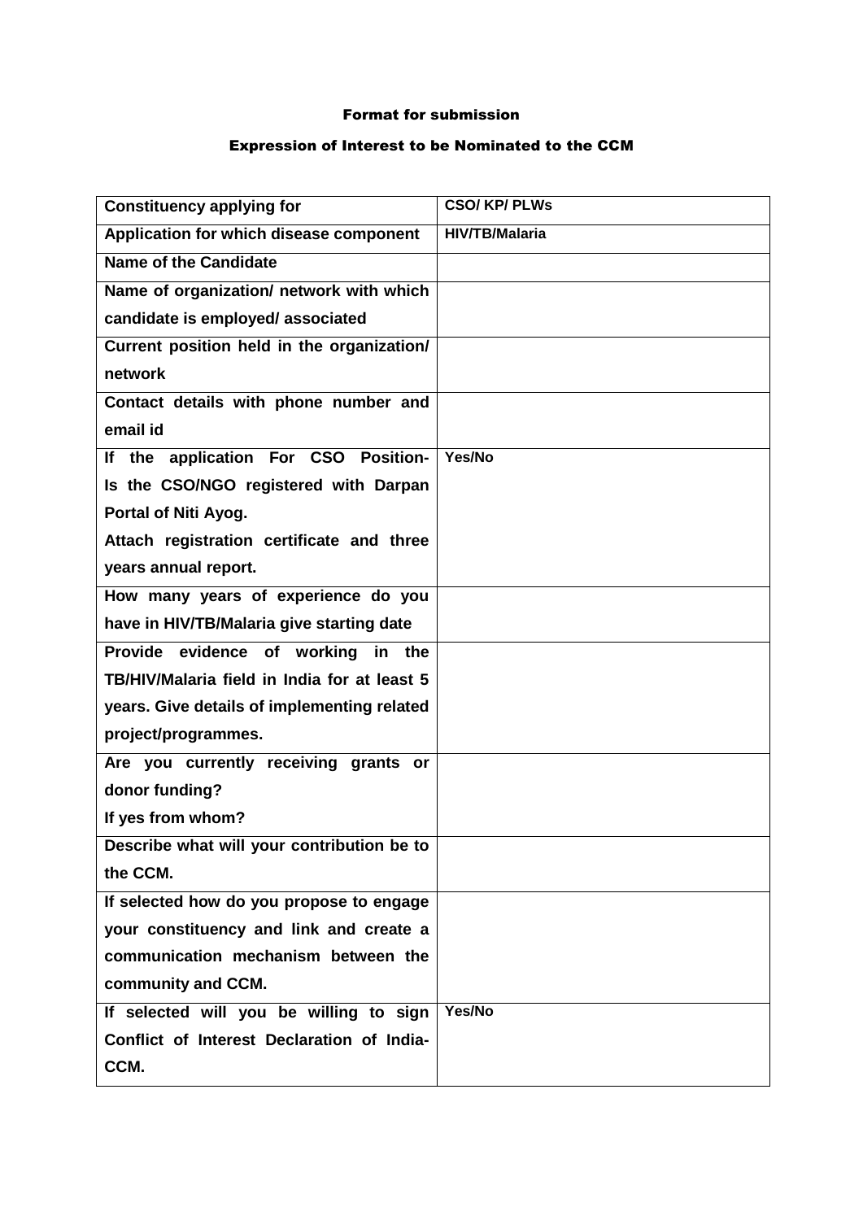**Format for submission**

**Expression of Interest to be Nominated to the CCM**

| **Constituency applying for** | **CSO/ KP/ PLWs** |
|---|---|
| **Application for which disease component** | **HIV/TB/Malaria** |
| **Name of the Candidate** | |
| **Name of organization/ network with which candidate is employed/ associated** | |
| **Current position held in the organization/ network** | |
| **Contact details with phone number and email id** | |
| **If the application For CSO Position- Is the CSO/NGO registered with Darpan Portal of Niti Ayog.**<br>**Attach registration certificate and three years annual report.** | **Yes/No** |
| **How many years of experience do you have in HIV/TB/Malaria give starting date** | |
| **Provide evidence of working in the TB/HIV/Malaria field in India for at least 5 years. Give details of implementing related project/programmes.** | |
| **Are you currently receiving grants or donor funding?**<br>**If yes from whom?** | |
| **Describe what will your contribution be to the CCM.** | |
| **If selected how do you propose to engage your constituency and link and create a communication mechanism between the community and CCM.** | |
| **If selected will you be willing to sign Conflict of Interest Declaration of India-CCM.** | **Yes/No** |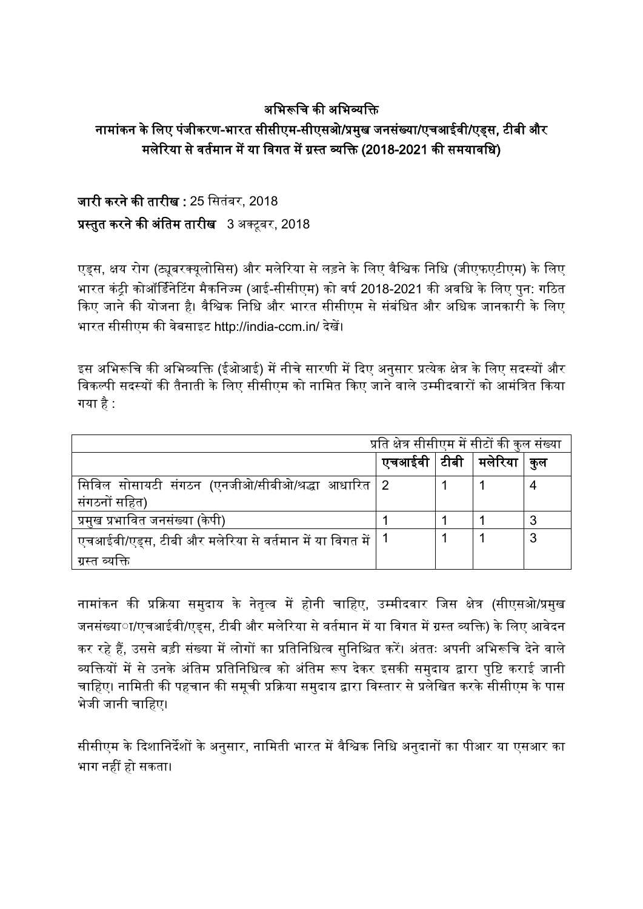## अभिरूचि की अभिव्यक्ति

## नामांकन के लिए पंजीकरण-भारत सीसीएम-सीएसओ/प्रमुख जनसंख्या/एचआईवी/एड्स, टीबी और मलेरिया से वर्तमान में या विगत में ग्रस्त व्यक्ति (2018-2021 की समयावधि)

**जारी करने की तारीख :** 25 सितंबर, 2018

**प्रस्तुत करने की अंतिम तारीख** 3 अक्टूबर, 2018

एड्स, क्षय रोग (ट्यूबरक्यूलोसिस) और मलेरिया से लड़ने के लिए वैश्विक निधि (जीएफएटीएम) के लिए भारत कंट्री कोऑर्डिनेटिंग मैकनिज्म (आई-सीसीएम) को वर्ष 2018-2021 की अवधि के लिए पुन: गठित किए जाने की योजना है। वैश्विक निधि और भारत सीसीएम से संबंधित और अधिक जानकारी के लिए भारत सीसीएम की वेबसाइट http://india-ccm.in/ देखें।

इस अभिरूचि की अभिव्यक्ति (ईओआई) में नीचे सारणी में दिए अनुसार प्रत्येक क्षेत्र के लिए सदस्यों और विकल्पी सदस्यों की तैनाती के लिए सीसीएम को नामित किए जाने वाले उम्मीदवारों को आमंत्रित किया गया है :

| | प्रति क्षेत्र सीसीएम में सीटों की कुल संख्या | | | |
|---|---|---|---|---|
| | **एचआईवी** | **टीबी** | **मलेरिया** | **कुल** |
| सिविल सोसायटी संगठन (एनजीओ/सीबीओ/श्रद्धा आधारित संगठनों सहित) | 2 | 1 | 1 | 4 |
| प्रमुख प्रभावित जनसंख्या (केपी) | 1 | 1 | 1 | 3 |
| एचआईवी/एड्स, टीबी और मलेरिया से वर्तमान में या विगत में ग्रस्त व्यक्ति | 1 | 1 | 1 | 3 |

नामांकन की प्रक्रिया समुदाय के नेतृत्व में होनी चाहिए, उम्मीदवार जिस क्षेत्र (सीएसओ/प्रमुख जनसंख्याा/एचआईवी/एड्स, टीबी और मलेरिया से वर्तमान में या विगत में ग्रस्त व्यक्ति) के लिए आवेदन कर रहे हैं, उससे बड़ी संख्या में लोगों का प्रतिनिधित्व सुनिश्चित करें। अंततः अपनी अभिरूचि देने वाले व्यक्तियों में से उनके अंतिम प्रतिनिधित्व को अंतिम रूप देकर इसकी समुदाय द्वारा पुष्टि कराई जानी चाहिए। नामिती की पहचान की समूची प्रक्रिया समुदाय द्वारा विस्तार से प्रलेखित करके सीसीएम के पास भेजी जानी चाहिए।

सीसीएम के दिशानिर्देशों के अनुसार, नामिती भारत में वैश्विक निधि अनुदानों का पीआर या एसआर का भाग नहीं हो सकता।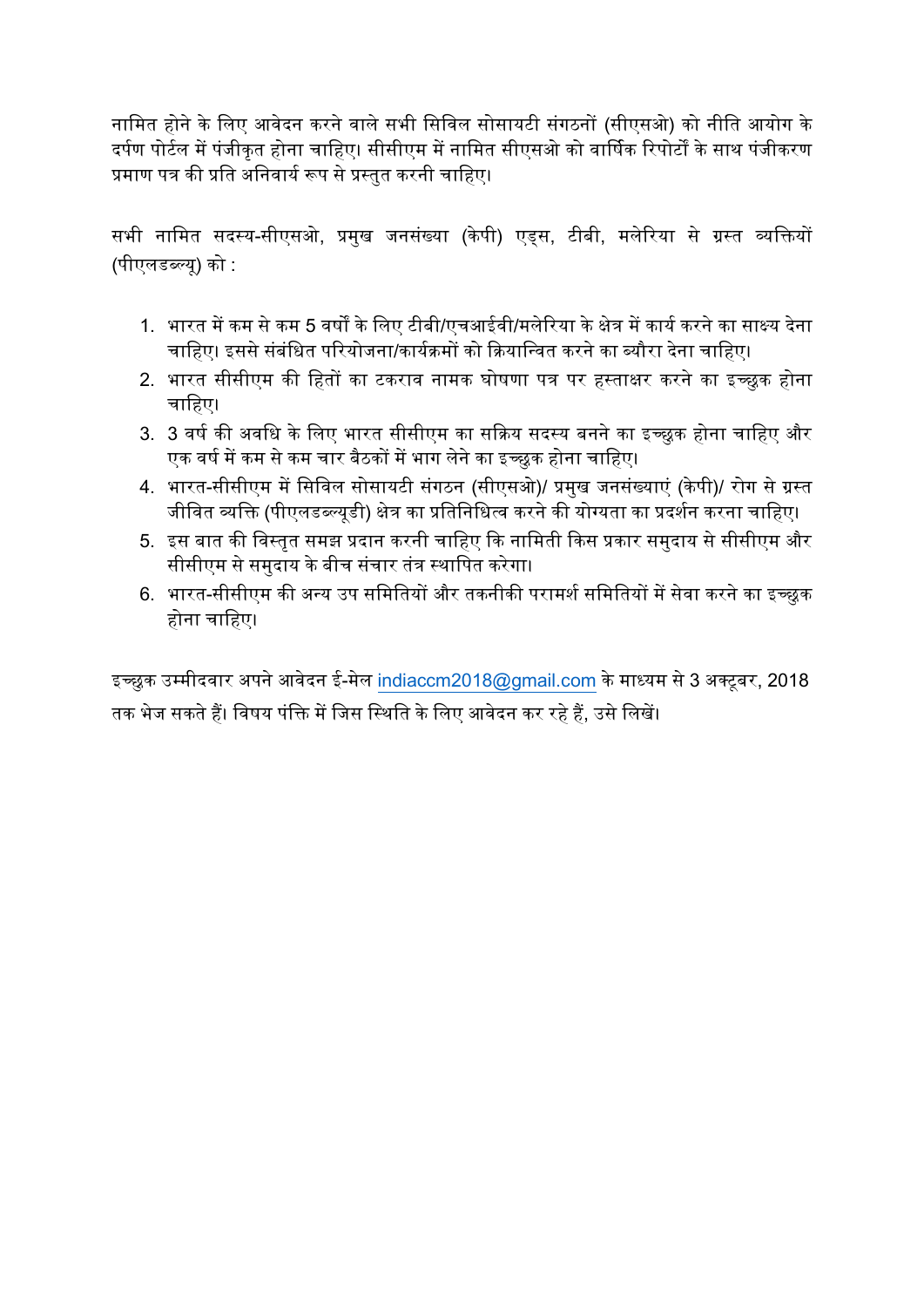नामित होने के लिए आवेदन करने वाले सभी सिविल सोसायटी संगठनों (सीएसओ) को नीति आयोग के दर्पण पोर्टल में पंजीकृत होना चाहिए। सीसीएम में नामित सीएसओ को वार्षिक रिपोर्टों के साथ पंजीकरण प्रमाण पत्र की प्रति अनिवार्य रूप से प्रस्तुत करनी चाहिए।

सभी नामित सदस्य-सीएसओ, प्रमुख जनसंख्या (केपी) एड्स, टीबी, मलेरिया से ग्रस्त व्यक्तियों (पीएलडब्ल्यू) को :

1. भारत में कम से कम 5 वर्षों के लिए टीबी/एचआईवी/मलेरिया के क्षेत्र में कार्य करने का साक्ष्य देना चाहिए। इससे संबंधित परियोजना/कार्यक्रमों को क्रियान्वित करने का ब्यौरा देना चाहिए।
2. भारत सीसीएम की हितों का टकराव नामक घोषणा पत्र पर हस्ताक्षर करने का इच्छुक होना चाहिए।
3. 3 वर्ष की अवधि के लिए भारत सीसीएम का सक्रिय सदस्य बनने का इच्छुक होना चाहिए और एक वर्ष में कम से कम चार बैठकों में भाग लेने का इच्छुक होना चाहिए।
4. भारत-सीसीएम में सिविल सोसायटी संगठन (सीएसओ)/ प्रमुख जनसंख्याएं (केपी)/ रोग से ग्रस्त जीवित व्यक्ति (पीएलडब्ल्यूडी) क्षेत्र का प्रतिनिधित्व करने की योग्यता का प्रदर्शन करना चाहिए।
5. इस बात की विस्तृत समझ प्रदान करनी चाहिए कि नामिती किस प्रकार समुदाय से सीसीएम और सीसीएम से समुदाय के बीच संचार तंत्र स्थापित करेगा।
6. भारत-सीसीएम की अन्य उप समितियों और तकनीकी परामर्श समितियों में सेवा करने का इच्छुक होना चाहिए।

इच्छुक उम्मीदवार अपने आवेदन ई-मेल indiaccm2018@gmail.com के माध्यम से 3 अक्टूबर, 2018 तक भेज सकते हैं। विषय पंक्ति में जिस स्थिति के लिए आवेदन कर रहे हैं, उसे लिखें।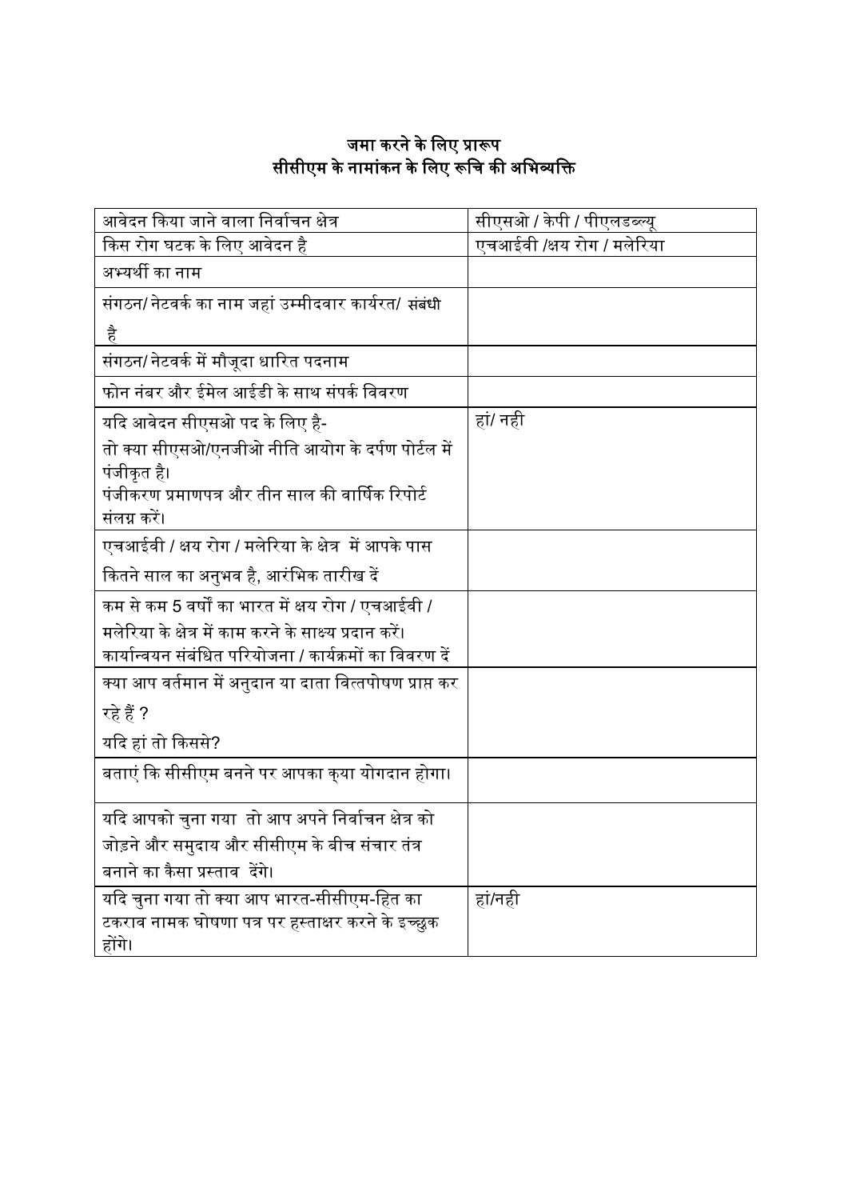## जमा करने के लिए प्रारूप
## सीसीएम के नामांकन के लिए रूचि की अभिव्यक्ति

| | |
|---|---|
| आवेदन किया जाने वाला निर्वाचन क्षेत्र | सीएसओ / केपी / पीएलडब्ल्यू |
| किस रोग घटक के लिए आवेदन है | एचआईवी /क्षय रोग / मलेरिया |
| अभ्यर्थी का नाम | |
| संगठन/ नेटवर्क का नाम जहां उम्मीदवार कार्यरत/ संबंधी है | |
| संगठन/ नेटवर्क में मौजूदा धारित पदनाम | |
| फोन नंबर और ईमेल आईडी के साथ संपर्क विवरण | |
| यदि आवेदन सीएसओ पद के लिए है- तो क्या सीएसओ/एनजीओ नीति आयोग के दर्पण पोर्टल में पंजीकृत है। पंजीकरण प्रमाणपत्र और तीन साल की वार्षिक रिपोर्ट संलग्न करें। | हां/ नही |
| एचआईवी / क्षय रोग / मलेरिया के क्षेत्र में आपके पास कितने साल का अनुभव है, आरंभिक तारीख दें | |
| कम से कम 5 वर्षों का भारत में क्षय रोग / एचआईवी / मलेरिया के क्षेत्र में काम करने के साक्ष्य प्रदान करें। कार्यान्वियन संबंधित परियोजना / कार्यक्रमों का विवरण दें | |
| क्या आप वर्तमान में अनुदान या दाता वित्तपोषण प्राप्त कर रहे हैं ? यदि हां तो किससे? | |
| बताएं कि सीसीएम बनने पर आपका क्या योगदान होगा। | |
| यदि आपको चुना गया तो आप अपने निर्वाचन क्षेत्र को जोड़ने और समुदाय और सीसीएम के बीच संचार तंत्र बनाने का कैसा प्रस्ताव देंगे। | |
| यदि चुना गया तो क्या आप भारत-सीसीएम-हित का टकराव नामक घोषणा पत्र पर हस्ताक्षर करने के इच्छुक होंगे। | हां/नही |